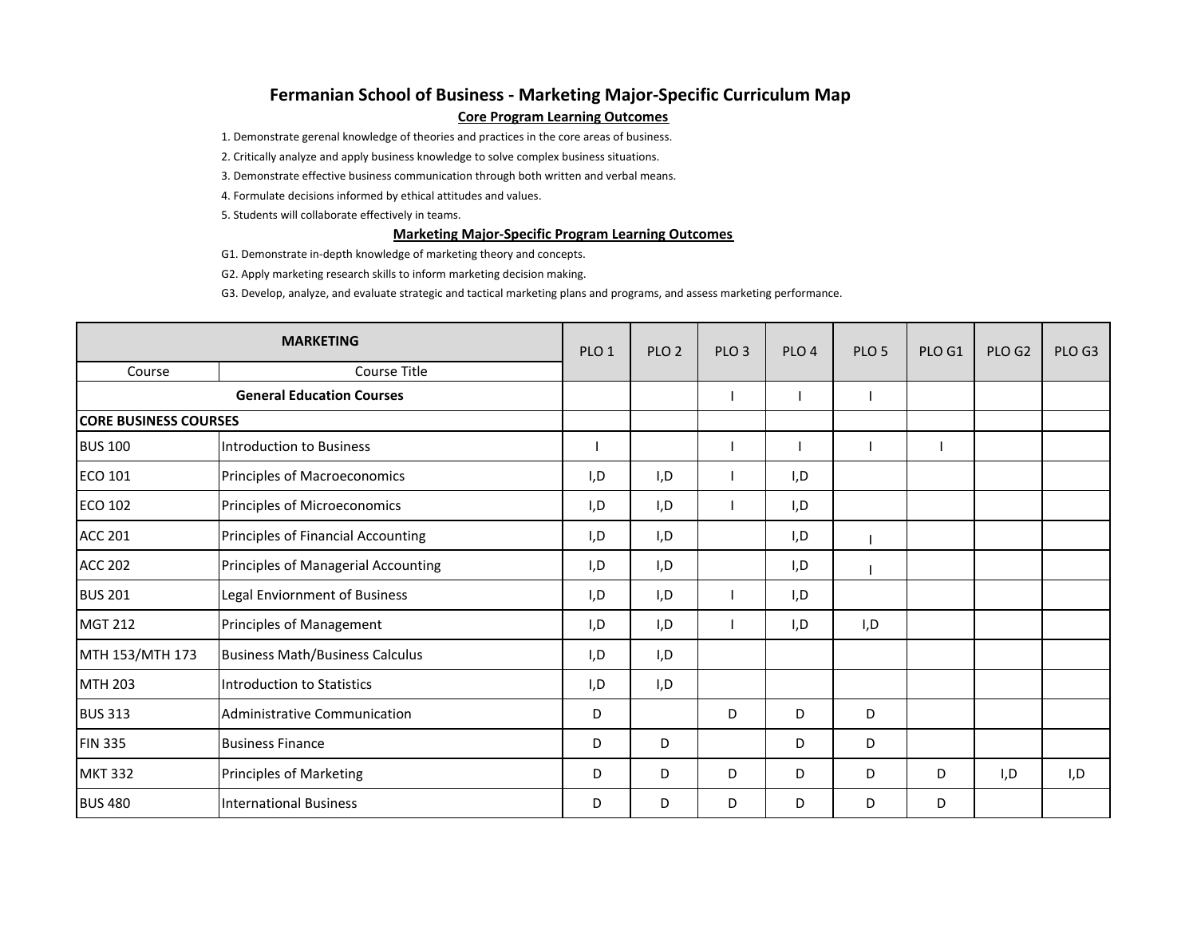# Fermanian School of Business - Marketing Major-Specific Curriculum Map

## Core Program Learning Outcomes

1. Demonstrate gerenal knowledge of theories and practices in the core areas of business.
2. Critically analyze and apply business knowledge to solve complex business situations.
3. Demonstrate effective business communication through both written and verbal means.
4. Formulate decisions informed by ethical attitudes and values.
5. Students will collaborate effectively in teams.

## Marketing Major-Specific Program Learning Outcomes

G1. Demonstrate in-depth knowledge of marketing theory and concepts.

G2. Apply marketing research skills to inform marketing decision making.

G3. Develop, analyze, and evaluate strategic and tactical marketing plans and programs, and assess marketing performance.

| MARKETING | | PLO 1 | PLO 2 | PLO 3 | PLO 4 | PLO 5 | PLO G1 | PLO G2 | PLO G3 |
|---|---|---|---|---|---|---|---|---|---|
| Course | Course Title | | | | | | | | |
| **General Education Courses** | | | | I | I | I | | | |
| **CORE BUSINESS COURSES** | | | | | | | | | |
| BUS 100 | Introduction to Business | I | | I | I | I | I | | |
| ECO 101 | Principles of Macroeconomics | I,D | I,D | I | I,D | | | | |
| ECO 102 | Principles of Microeconomics | I,D | I,D | I | I,D | | | | |
| ACC 201 | Principles of Financial Accounting | I,D | I,D | | I,D | I | | | |
| ACC 202 | Principles of Managerial Accounting | I,D | I,D | | I,D | I | | | |
| BUS 201 | Legal Enviornment of Business | I,D | I,D | I | I,D | | | | |
| MGT 212 | Principles of Management | I,D | I,D | I | I,D | I,D | | | |
| MTH 153/MTH 173 | Business Math/Business Calculus | I,D | I,D | | | | | | |
| MTH 203 | Introduction to Statistics | I,D | I,D | | | | | | |
| BUS 313 | Administrative Communication | D | | D | D | D | | | |
| FIN 335 | Business Finance | D | D | | D | D | | | |
| MKT 332 | Principles of Marketing | D | D | D | D | D | D | I,D | I,D |
| BUS 480 | International Business | D | D | D | D | D | D | | |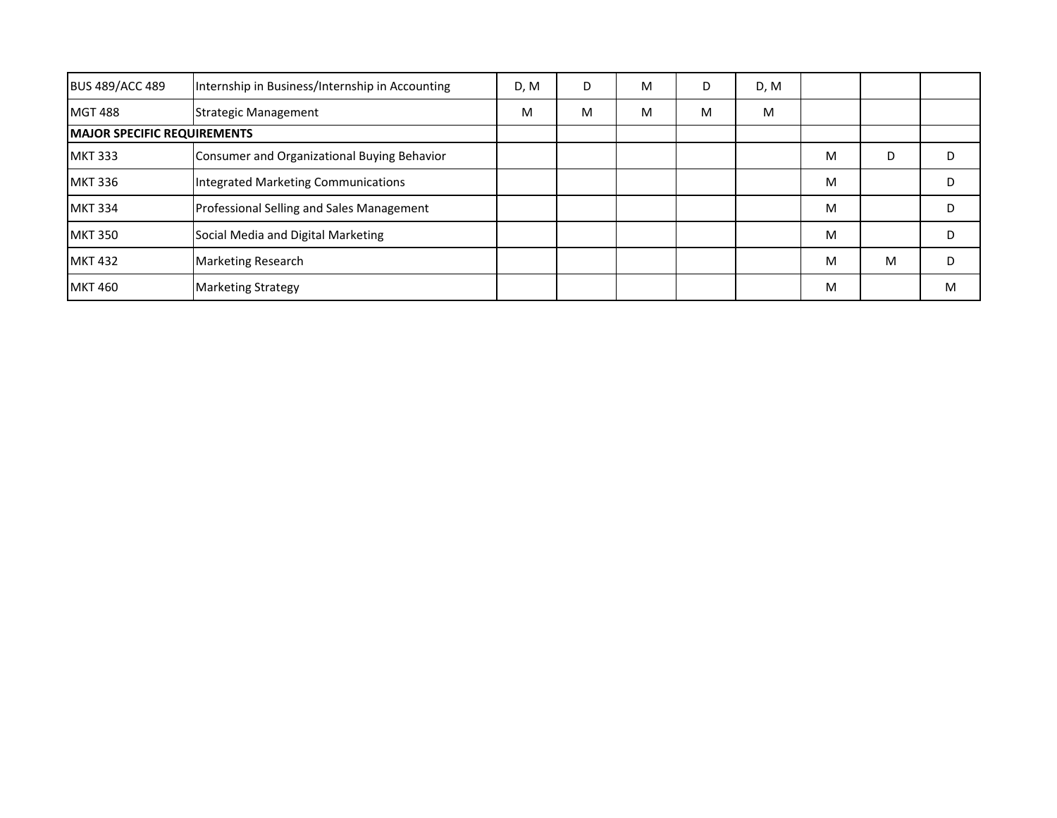| | | | | | | | | | |
|---|---|---|---|---|---|---|---|---|---|
| BUS 489/ACC 489 | Internship in Business/Internship in Accounting | D, M | D | M | D | D, M | | | |
| MGT 488 | Strategic Management | M | M | M | M | M | | | |
| **MAJOR SPECIFIC REQUIREMENTS** | | | | | | | | | |
| MKT 333 | Consumer and Organizational Buying Behavior | | | | | | M | D | D |
| MKT 336 | Integrated Marketing Communications | | | | | | M | | D |
| MKT 334 | Professional Selling and Sales Management | | | | | | M | | D |
| MKT 350 | Social Media and Digital Marketing | | | | | | M | | D |
| MKT 432 | Marketing Research | | | | | | M | M | D |
| MKT 460 | Marketing Strategy | | | | | | M | | M |